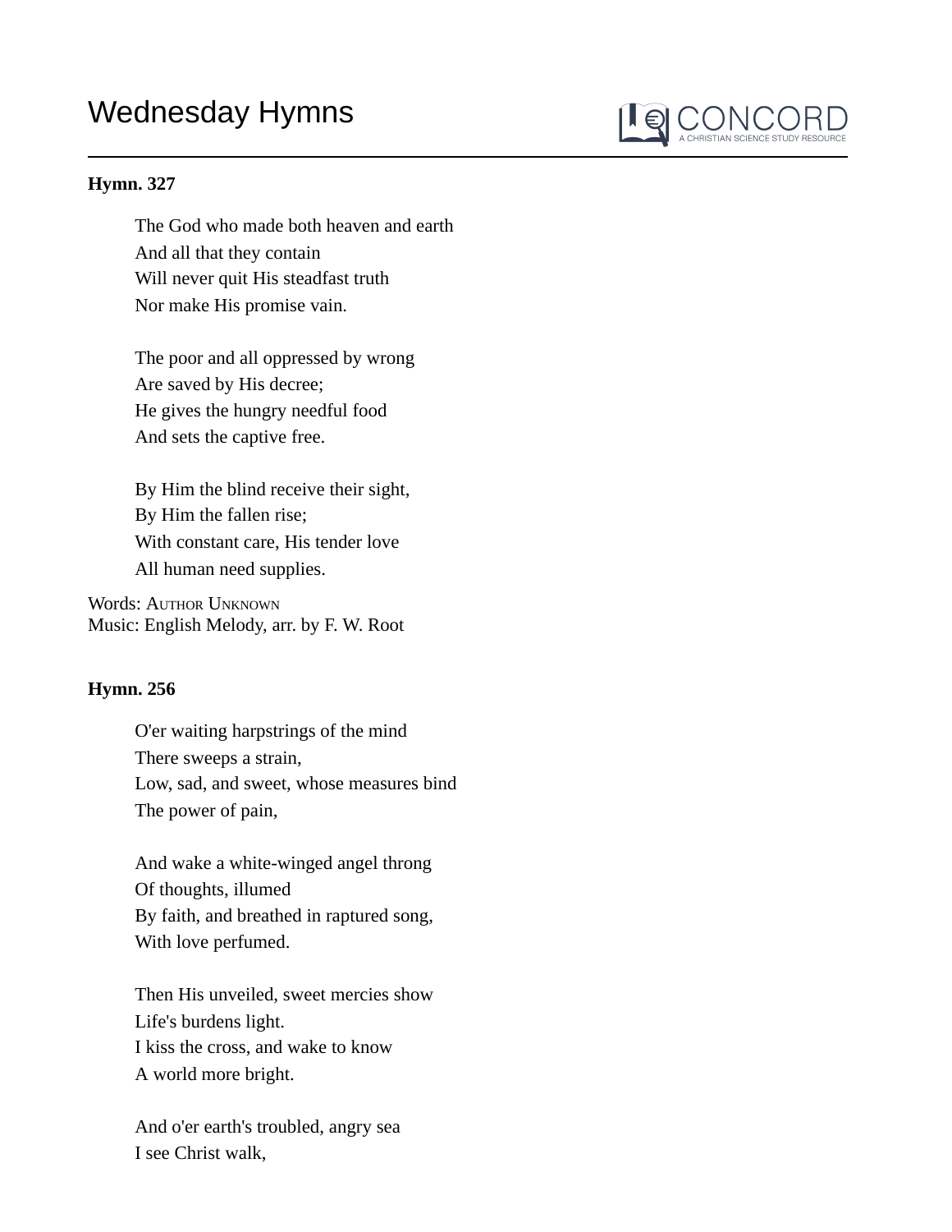# Wednesday Hymns

**Hymn. 327**

The God who made both heaven and earth
And all that they contain
Will never quit His steadfast truth
Nor make His promise vain.

The poor and all oppressed by wrong
Are saved by His decree;
He gives the hungry needful food
And sets the captive free.

By Him the blind receive their sight,
By Him the fallen rise;
With constant care, His tender love
All human need supplies.

Words: Author Unknown
Music: English Melody, arr. by F. W. Root

**Hymn. 256**

O'er waiting harpstrings of the mind
There sweeps a strain,
Low, sad, and sweet, whose measures bind
The power of pain,

And wake a white-winged angel throng
Of thoughts, illumed
By faith, and breathed in raptured song,
With love perfumed.

Then His unveiled, sweet mercies show
Life's burdens light.
I kiss the cross, and wake to know
A world more bright.

And o'er earth's troubled, angry sea
I see Christ walk,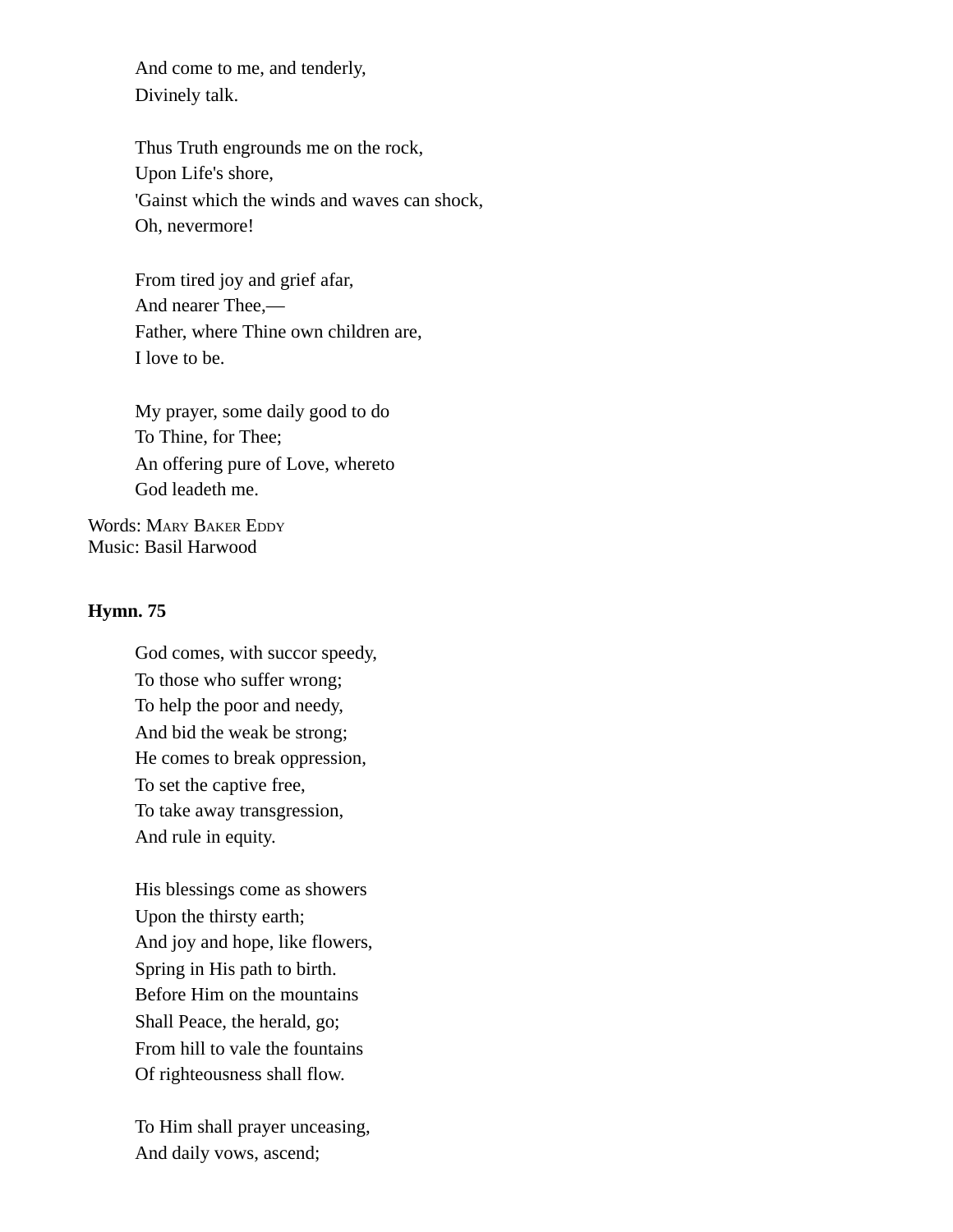And come to me, and tenderly,
Divinely talk.

Thus Truth engrounds me on the rock,
Upon Life's shore,
'Gainst which the winds and waves can shock,
Oh, nevermore!

From tired joy and grief afar,
And nearer Thee,—
Father, where Thine own children are,
I love to be.

My prayer, some daily good to do
To Thine, for Thee;
An offering pure of Love, whereto
God leadeth me.

Words: Mary Baker Eddy
Music: Basil Harwood

**Hymn. 75**

God comes, with succor speedy,
To those who suffer wrong;
To help the poor and needy,
And bid the weak be strong;
He comes to break oppression,
To set the captive free,
To take away transgression,
And rule in equity.

His blessings come as showers
Upon the thirsty earth;
And joy and hope, like flowers,
Spring in His path to birth.
Before Him on the mountains
Shall Peace, the herald, go;
From hill to vale the fountains
Of righteousness shall flow.

To Him shall prayer unceasing,
And daily vows, ascend;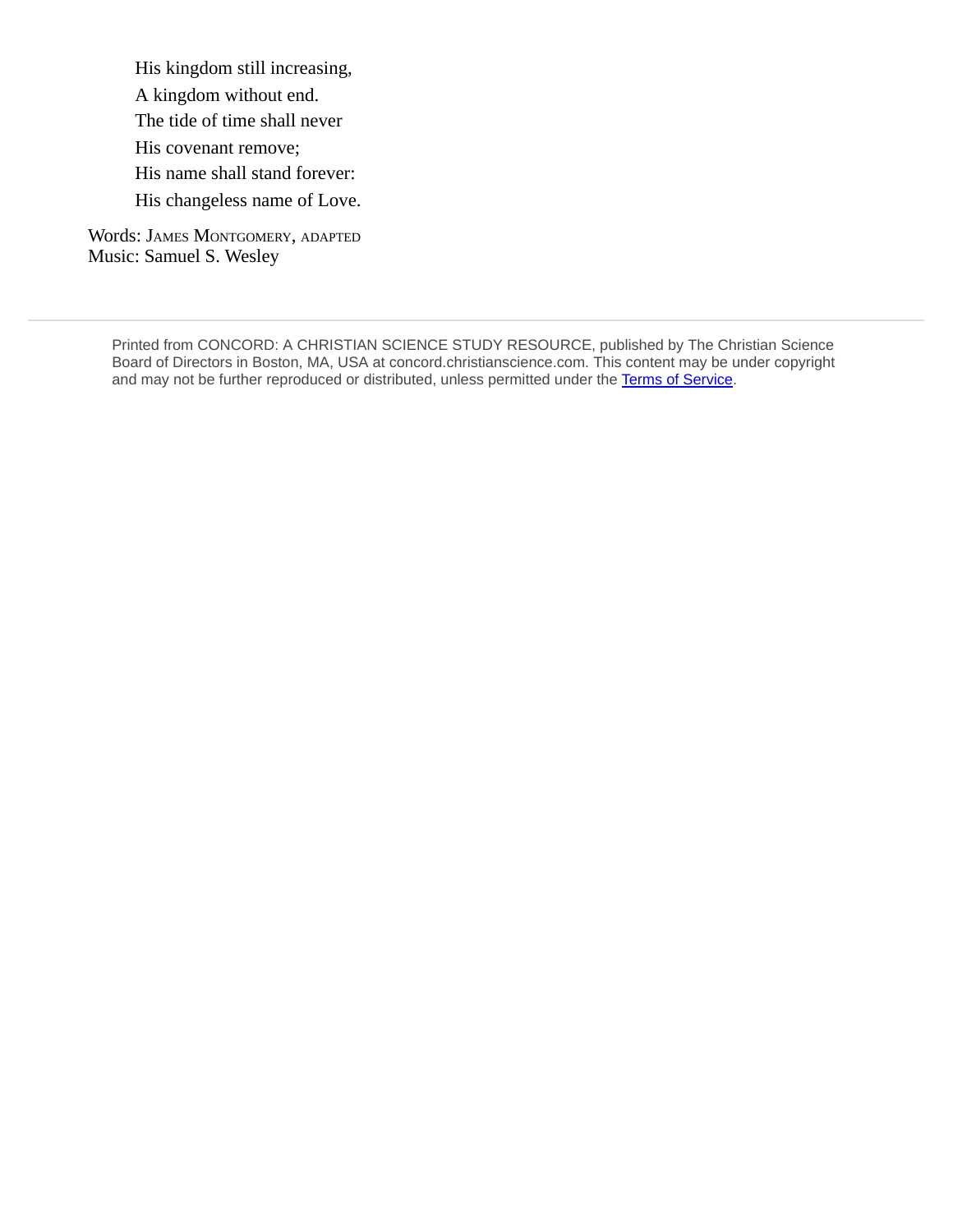His kingdom still increasing,  
A kingdom without end.  
The tide of time shall never  
His covenant remove;  
His name shall stand forever:  
His changeless name of Love.

Words: James Montgomery, adapted  
Music: Samuel S. Wesley

---

Printed from CONCORD: A CHRISTIAN SCIENCE STUDY RESOURCE, published by The Christian Science Board of Directors in Boston, MA, USA at concord.christianscience.com. This content may be under copyright and may not be further reproduced or distributed, unless permitted under the Terms of Service.